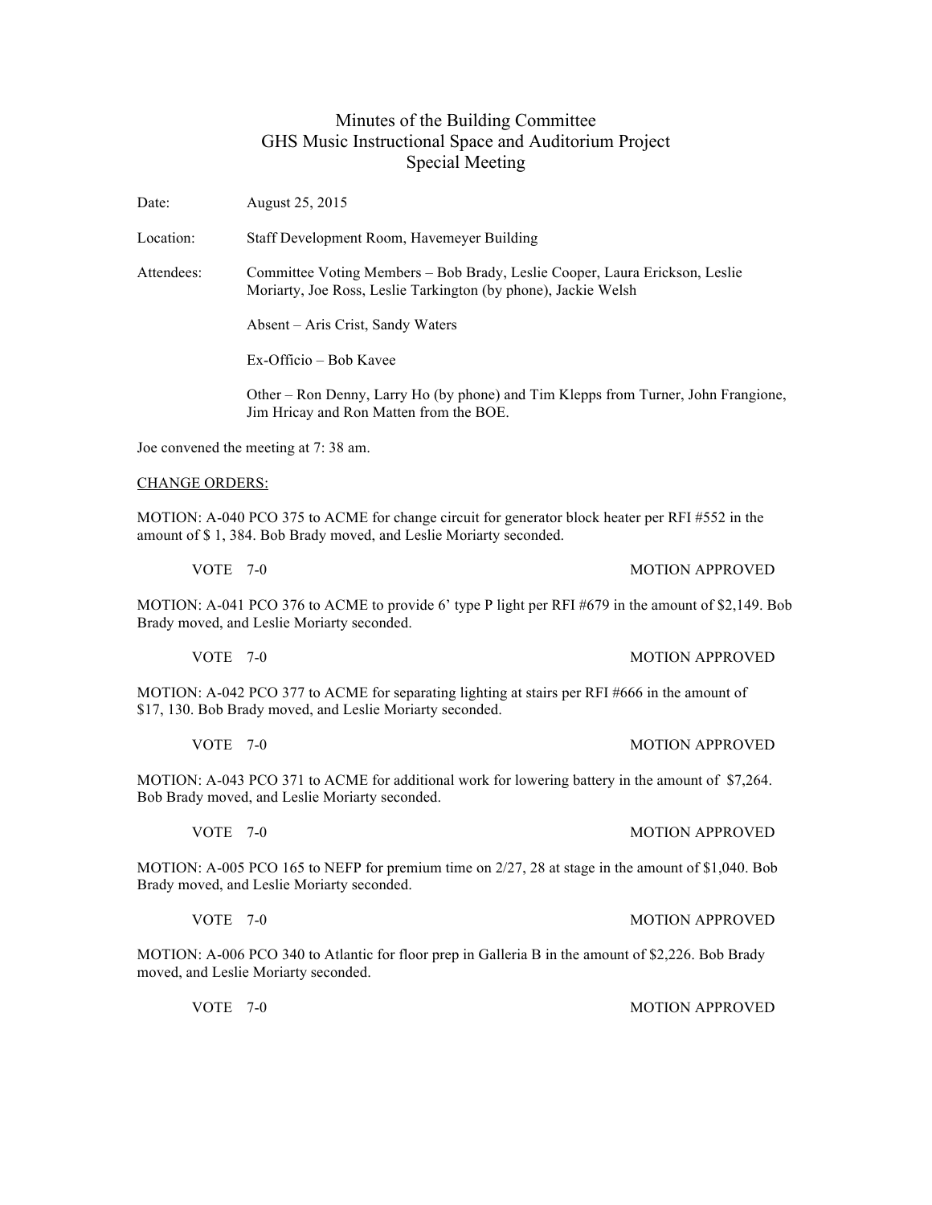# Minutes of the Building Committee
## GHS Music Instructional Space and Auditorium Project
### Special Meeting

Date: August 25, 2015

Location: Staff Development Room, Havemeyer Building

Attendees: Committee Voting Members – Bob Brady, Leslie Cooper, Laura Erickson, Leslie Moriarty, Joe Ross, Leslie Tarkington (by phone), Jackie Welsh

Absent – Aris Crist, Sandy Waters

Ex-Officio – Bob Kavee

Other – Ron Denny, Larry Ho (by phone) and Tim Klepps from Turner, John Frangione, Jim Hricay and Ron Matten from the BOE.

Joe convened the meeting at 7: 38 am.

CHANGE ORDERS:

MOTION: A-040 PCO 375 to ACME for change circuit for generator block heater per RFI #552 in the amount of $ 1, 384. Bob Brady moved, and Leslie Moriarty seconded.

VOTE 7-0 MOTION APPROVED

MOTION: A-041 PCO 376 to ACME to provide 6' type P light per RFI #679 in the amount of $2,149. Bob Brady moved, and Leslie Moriarty seconded.

VOTE 7-0 MOTION APPROVED

MOTION: A-042 PCO 377 to ACME for separating lighting at stairs per RFI #666 in the amount of $17, 130. Bob Brady moved, and Leslie Moriarty seconded.

VOTE 7-0 MOTION APPROVED

MOTION: A-043 PCO 371 to ACME for additional work for lowering battery in the amount of $7,264. Bob Brady moved, and Leslie Moriarty seconded.

VOTE 7-0 MOTION APPROVED

MOTION: A-005 PCO 165 to NEFP for premium time on 2/27, 28 at stage in the amount of $1,040. Bob Brady moved, and Leslie Moriarty seconded.

VOTE 7-0 MOTION APPROVED

MOTION: A-006 PCO 340 to Atlantic for floor prep in Galleria B in the amount of $2,226. Bob Brady moved, and Leslie Moriarty seconded.

VOTE 7-0 MOTION APPROVED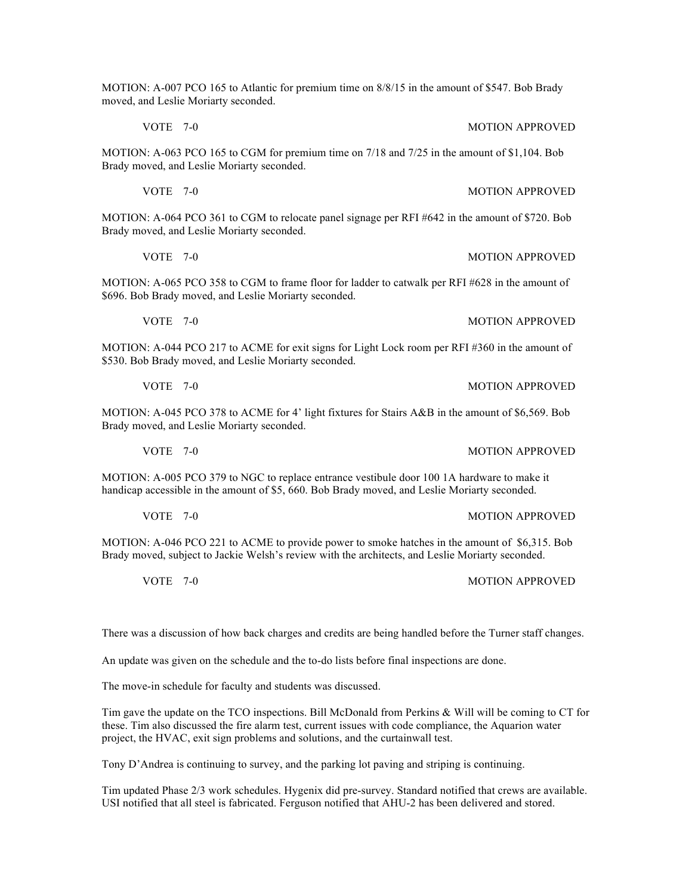MOTION: A-007 PCO 165 to Atlantic for premium time on 8/8/15 in the amount of $547. Bob Brady moved, and Leslie Moriarty seconded.

VOTE 7-0 MOTION APPROVED

MOTION: A-063 PCO 165 to CGM for premium time on 7/18 and 7/25 in the amount of $1,104. Bob Brady moved, and Leslie Moriarty seconded.

VOTE 7-0 MOTION APPROVED

MOTION: A-064 PCO 361 to CGM to relocate panel signage per RFI #642 in the amount of $720. Bob Brady moved, and Leslie Moriarty seconded.

VOTE 7-0 MOTION APPROVED

MOTION: A-065 PCO 358 to CGM to frame floor for ladder to catwalk per RFI #628 in the amount of $696. Bob Brady moved, and Leslie Moriarty seconded.

VOTE 7-0 MOTION APPROVED

MOTION: A-044 PCO 217 to ACME for exit signs for Light Lock room per RFI #360 in the amount of $530. Bob Brady moved, and Leslie Moriarty seconded.

VOTE 7-0 MOTION APPROVED

MOTION: A-045 PCO 378 to ACME for 4' light fixtures for Stairs A&B in the amount of $6,569. Bob Brady moved, and Leslie Moriarty seconded.

VOTE 7-0 MOTION APPROVED

MOTION: A-005 PCO 379 to NGC to replace entrance vestibule door 100 1A hardware to make it handicap accessible in the amount of $5, 660. Bob Brady moved, and Leslie Moriarty seconded.

VOTE 7-0 MOTION APPROVED

MOTION: A-046 PCO 221 to ACME to provide power to smoke hatches in the amount of $6,315. Bob Brady moved, subject to Jackie Welsh's review with the architects, and Leslie Moriarty seconded.

VOTE 7-0 MOTION APPROVED

There was a discussion of how back charges and credits are being handled before the Turner staff changes.

An update was given on the schedule and the to-do lists before final inspections are done.

The move-in schedule for faculty and students was discussed.

Tim gave the update on the TCO inspections. Bill McDonald from Perkins & Will will be coming to CT for these. Tim also discussed the fire alarm test, current issues with code compliance, the Aquarion water project, the HVAC, exit sign problems and solutions, and the curtainwall test.

Tony D'Andrea is continuing to survey, and the parking lot paving and striping is continuing.

Tim updated Phase 2/3 work schedules. Hygenix did pre-survey. Standard notified that crews are available. USI notified that all steel is fabricated. Ferguson notified that AHU-2 has been delivered and stored.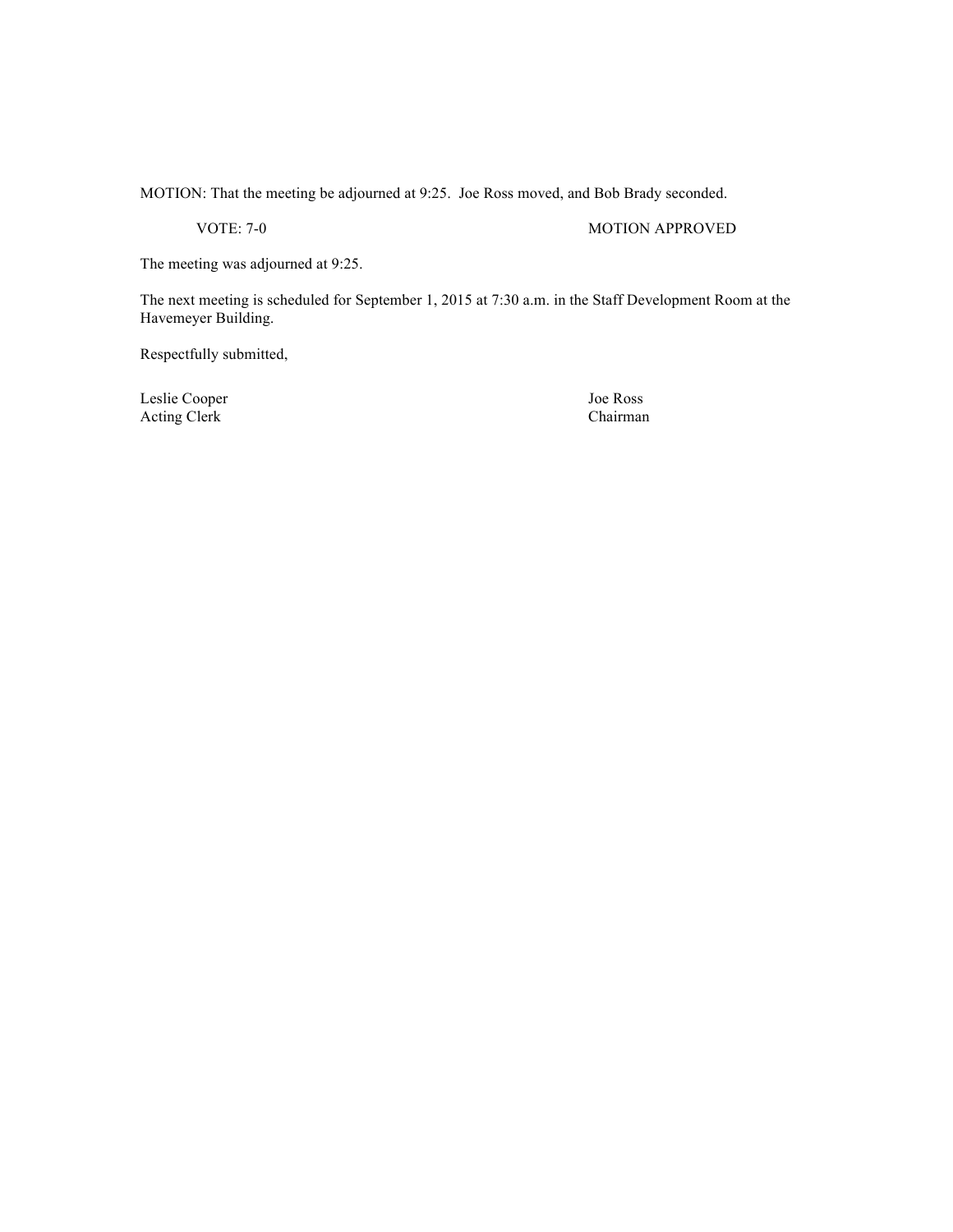MOTION: That the meeting be adjourned at 9:25. Joe Ross moved, and Bob Brady seconded.

VOTE: 7-0 MOTION APPROVED

The meeting was adjourned at 9:25.

The next meeting is scheduled for September 1, 2015 at 7:30 a.m. in the Staff Development Room at the Havemeyer Building.

Respectfully submitted,

Leslie Cooper
Acting Clerk

Joe Ross
Chairman